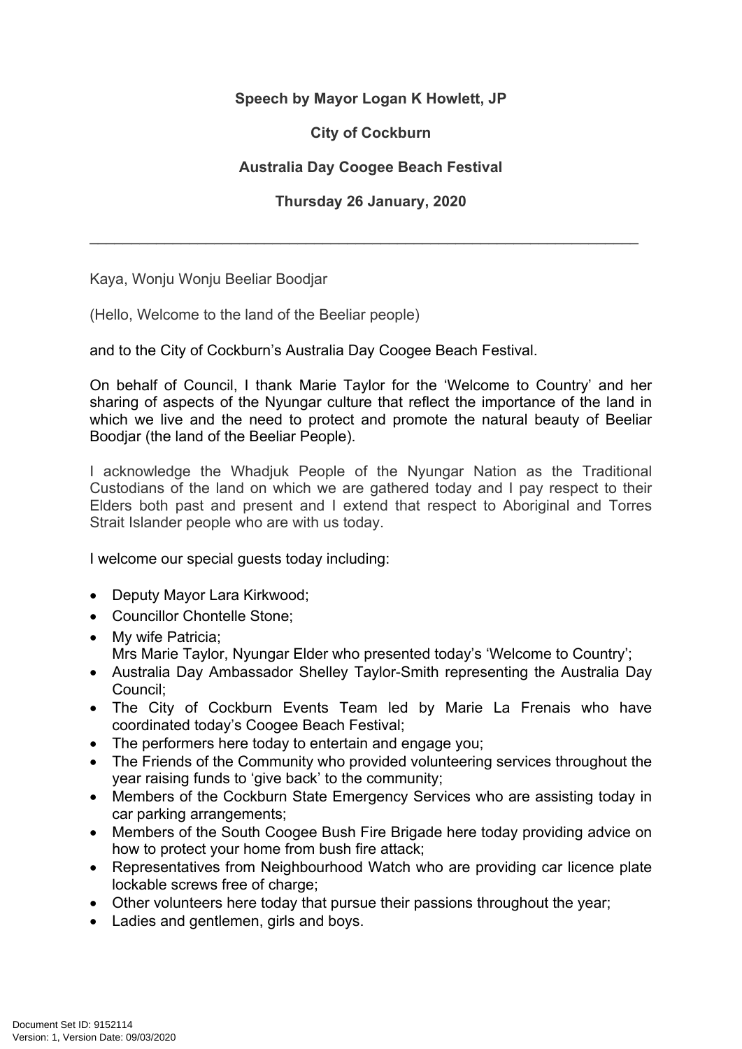**Speech by Mayor Logan K Howlett, JP**

**City of Cockburn**

**Australia Day Coogee Beach Festival**

**Thursday 26 January, 2020**

---

Kaya, Wonju Wonju Beeliar Boodjar

(Hello, Welcome to the land of the Beeliar people)

and to the City of Cockburn's Australia Day Coogee Beach Festival.

On behalf of Council, I thank Marie Taylor for the 'Welcome to Country' and her sharing of aspects of the Nyungar culture that reflect the importance of the land in which we live and the need to protect and promote the natural beauty of Beeliar Boodjar (the land of the Beeliar People).

I acknowledge the Whadjuk People of the Nyungar Nation as the Traditional Custodians of the land on which we are gathered today and I pay respect to their Elders both past and present and I extend that respect to Aboriginal and Torres Strait Islander people who are with us today.

I welcome our special guests today including:

- Deputy Mayor Lara Kirkwood;
- Councillor Chontelle Stone;
- My wife Patricia;
  Mrs Marie Taylor, Nyungar Elder who presented today's 'Welcome to Country';
- Australia Day Ambassador Shelley Taylor-Smith representing the Australia Day Council;
- The City of Cockburn Events Team led by Marie La Frenais who have coordinated today's Coogee Beach Festival;
- The performers here today to entertain and engage you;
- The Friends of the Community who provided volunteering services throughout the year raising funds to 'give back' to the community;
- Members of the Cockburn State Emergency Services who are assisting today in car parking arrangements;
- Members of the South Coogee Bush Fire Brigade here today providing advice on how to protect your home from bush fire attack;
- Representatives from Neighbourhood Watch who are providing car licence plate lockable screws free of charge;
- Other volunteers here today that pursue their passions throughout the year;
- Ladies and gentlemen, girls and boys.

Document Set ID: 9152114
Version: 1, Version Date: 09/03/2020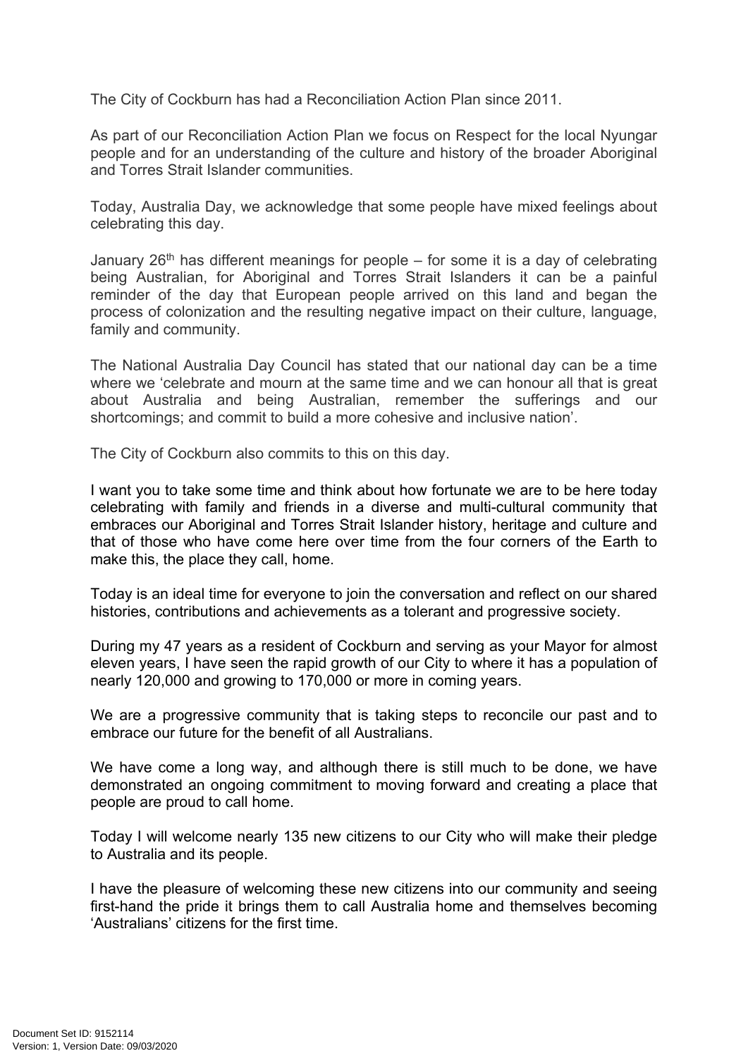The City of Cockburn has had a Reconciliation Action Plan since 2011.

As part of our Reconciliation Action Plan we focus on Respect for the local Nyungar people and for an understanding of the culture and history of the broader Aboriginal and Torres Strait Islander communities.

Today, Australia Day, we acknowledge that some people have mixed feelings about celebrating this day.

January 26th has different meanings for people – for some it is a day of celebrating being Australian, for Aboriginal and Torres Strait Islanders it can be a painful reminder of the day that European people arrived on this land and began the process of colonization and the resulting negative impact on their culture, language, family and community.

The National Australia Day Council has stated that our national day can be a time where we 'celebrate and mourn at the same time and we can honour all that is great about Australia and being Australian, remember the sufferings and our shortcomings; and commit to build a more cohesive and inclusive nation'.

The City of Cockburn also commits to this on this day.

I want you to take some time and think about how fortunate we are to be here today celebrating with family and friends in a diverse and multi-cultural community that embraces our Aboriginal and Torres Strait Islander history, heritage and culture and that of those who have come here over time from the four corners of the Earth to make this, the place they call, home.

Today is an ideal time for everyone to join the conversation and reflect on our shared histories, contributions and achievements as a tolerant and progressive society.

During my 47 years as a resident of Cockburn and serving as your Mayor for almost eleven years, I have seen the rapid growth of our City to where it has a population of nearly 120,000 and growing to 170,000 or more in coming years.

We are a progressive community that is taking steps to reconcile our past and to embrace our future for the benefit of all Australians.

We have come a long way, and although there is still much to be done, we have demonstrated an ongoing commitment to moving forward and creating a place that people are proud to call home.

Today I will welcome nearly 135 new citizens to our City who will make their pledge to Australia and its people.

I have the pleasure of welcoming these new citizens into our community and seeing first-hand the pride it brings them to call Australia home and themselves becoming 'Australians' citizens for the first time.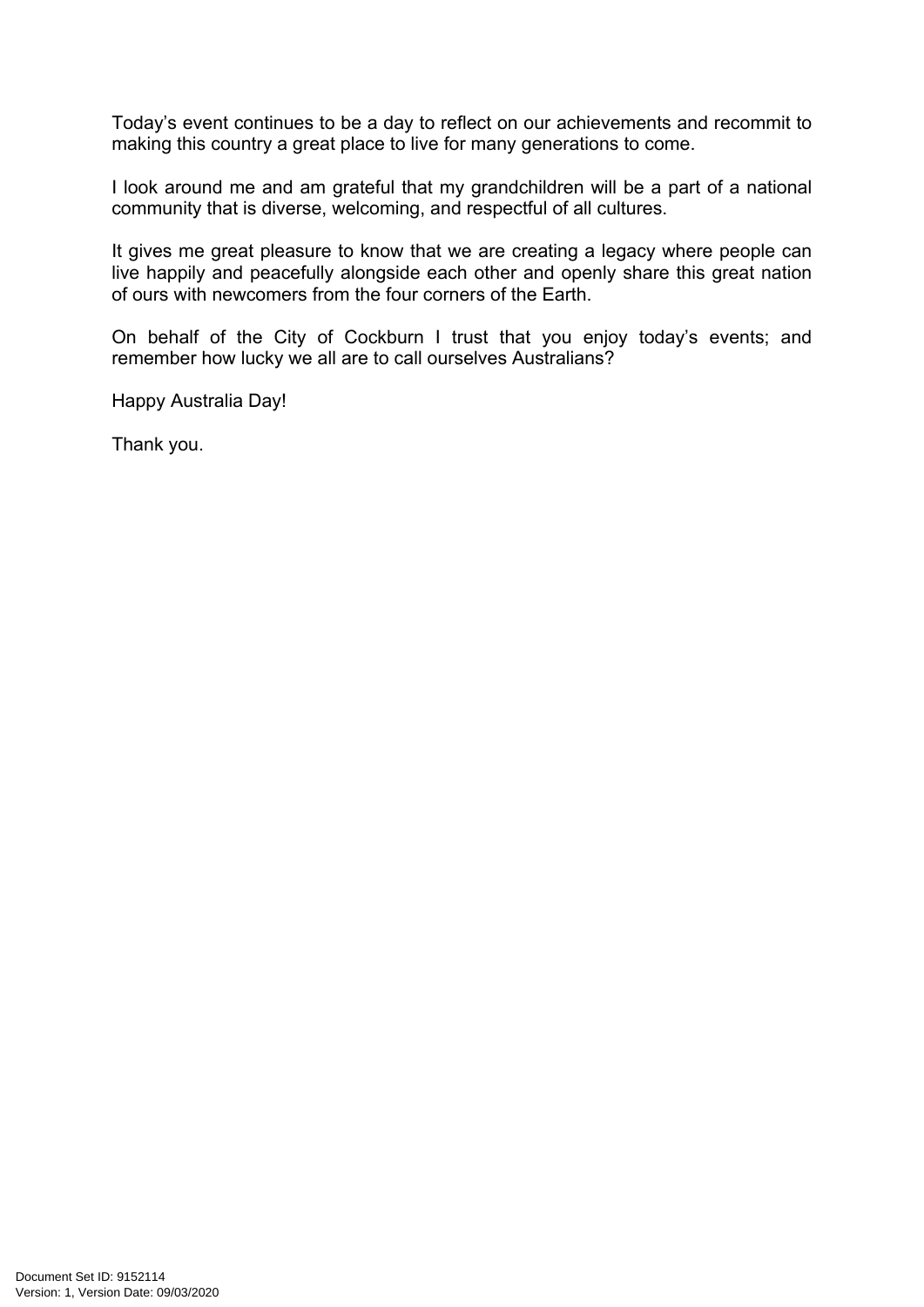Today's event continues to be a day to reflect on our achievements and recommit to making this country a great place to live for many generations to come.

I look around me and am grateful that my grandchildren will be a part of a national community that is diverse, welcoming, and respectful of all cultures.

It gives me great pleasure to know that we are creating a legacy where people can live happily and peacefully alongside each other and openly share this great nation of ours with newcomers from the four corners of the Earth.

On behalf of the City of Cockburn I trust that you enjoy today's events; and remember how lucky we all are to call ourselves Australians?

Happy Australia Day!

Thank you.